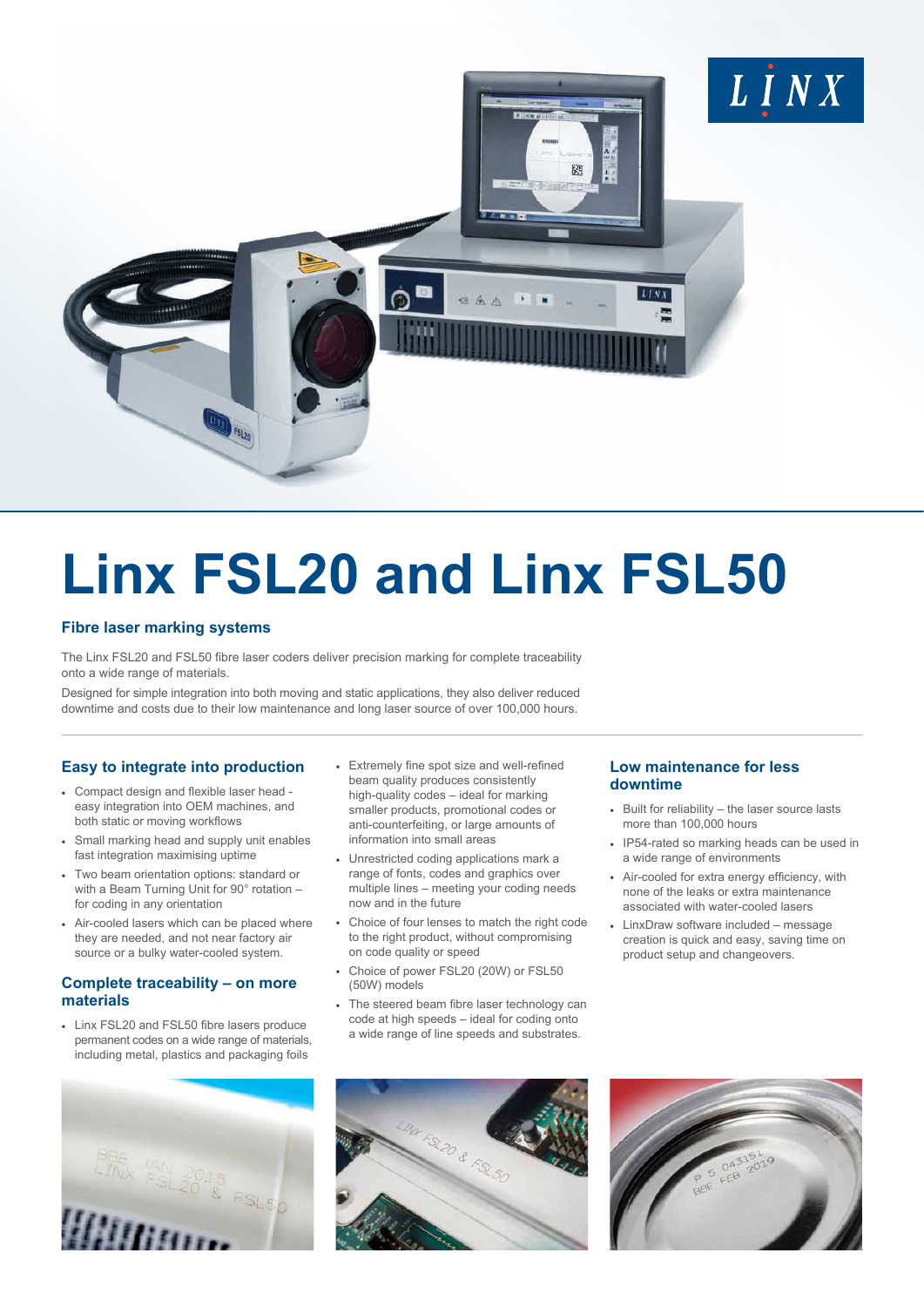# Linx FSL20 and Linx FSL50

### Fibre laser marking systems

The Linx FSL20 and FSL50 fibre laser coders deliver precision marking for complete traceability onto a wide range of materials.

Designed for simple integration into both moving and static applications, they also deliver reduced downtime and costs due to their low maintenance and long laser source of over 100,000 hours.

### Easy to integrate into production

- Compact design and flexible laser head - easy integration into OEM machines, and both static or moving workflows
- Small marking head and supply unit enables fast integration maximising uptime
- Two beam orientation options: standard or with a Beam Turning Unit for 90° rotation – for coding in any orientation
- Air-cooled lasers which can be placed where they are needed, and not near factory air source or a bulky water-cooled system.

### Complete traceability – on more materials

- Linx FSL20 and FSL50 fibre lasers produce permanent codes on a wide range of materials, including metal, plastics and packaging foils
- Extremely fine spot size and well-refined beam quality produces consistently high-quality codes – ideal for marking smaller products, promotional codes or anti-counterfeiting, or large amounts of information into small areas
- Unrestricted coding applications mark a range of fonts, codes and graphics over multiple lines – meeting your coding needs now and in the future
- Choice of four lenses to match the right code to the right product, without compromising on code quality or speed
- Choice of power FSL20 (20W) or FSL50 (50W) models
- The steered beam fibre laser technology can code at high speeds – ideal for coding onto a wide range of line speeds and substrates.

### Low maintenance for less downtime

- Built for reliability – the laser source lasts more than 100,000 hours
- IP54-rated so marking heads can be used in a wide range of environments
- Air-cooled for extra energy efficiency, with none of the leaks or extra maintenance associated with water-cooled lasers
- LinxDraw software included – message creation is quick and easy, saving time on product setup and changeovers.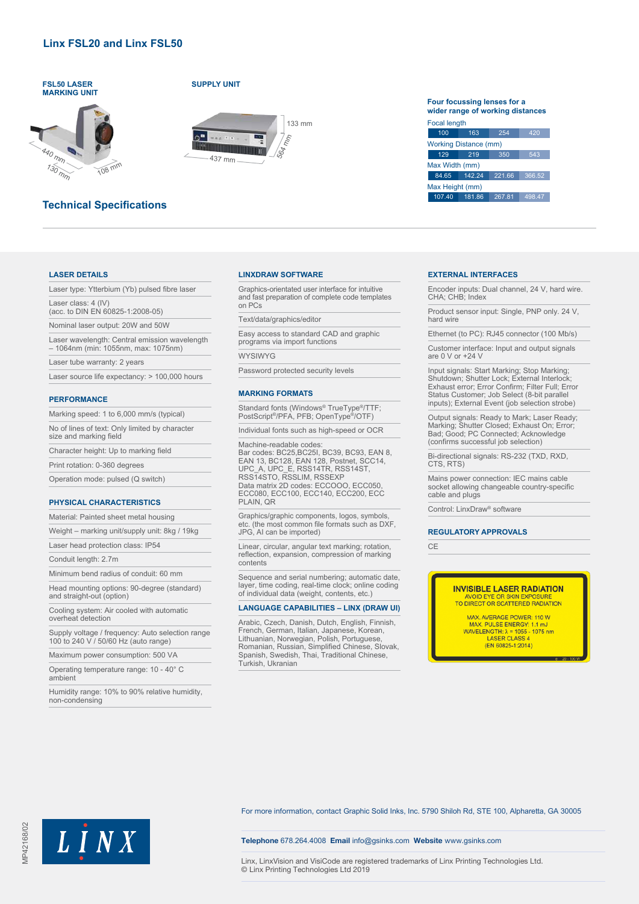## Linx FSL20 and Linx FSL50

**FSL50 LASER MARKING UNIT**

440 mm
130 mm
108 mm

**SUPPLY UNIT**

133 mm
437 mm
564 mm

**Four focussing lenses for a wider range of working distances**

| | | | | |
|---|---|---|---|---|
| Focal length | 100 | 163 | 254 | 420 |
| Working Distance (mm) | 129 | 219 | 350 | 543 |
| Max Width (mm) | 84.65 | 142.24 | 221.66 | 366.52 |
| Max Height (mm) | 107.40 | 181.86 | 267.81 | 498.47 |

## Technical Specifications

### LASER DETAILS

- Laser type: Ytterbium (Yb) pulsed fibre laser
- Laser class: 4 (IV) (acc. to DIN EN 60825-1:2008-05)
- Nominal laser output: 20W and 50W
- Laser wavelength: Central emission wavelength – 1064nm (min: 1055nm, max: 1075nm)
- Laser tube warranty: 2 years
- Laser source life expectancy: > 100,000 hours

### PERFORMANCE

- Marking speed: 1 to 6,000 mm/s (typical)
- No of lines of text: Only limited by character size and marking field
- Character height: Up to marking field
- Print rotation: 0-360 degrees
- Operation mode: pulsed (Q switch)

### PHYSICAL CHARACTERISTICS

- Material: Painted sheet metal housing
- Weight – marking unit/supply unit: 8kg / 19kg
- Laser head protection class: IP54
- Conduit length: 2.7m
- Minimum bend radius of conduit: 60 mm
- Head mounting options: 90-degree (standard) and straight-out (option)
- Cooling system: Air cooled with automatic overheat detection
- Supply voltage / frequency: Auto selection range 100 to 240 V / 50/60 Hz (auto range)
- Maximum power consumption: 500 VA
- Operating temperature range: 10 - 40° C ambient
- Humidity range: 10% to 90% relative humidity, non-condensing

### LINXDRAW SOFTWARE

- Graphics-orientated user interface for intuitive and fast preparation of complete code templates on PCs
- Text/data/graphics/editor
- Easy access to standard CAD and graphic programs via import functions
- WYSIWYG
- Password protected security levels

### MARKING FORMATS

- Standard fonts (Windows® TrueType®/TTF; PostScript®/PFA, PFB; OpenType®/OTF)
- Individual fonts such as high-speed or OCR
- Machine-readable codes: Bar codes: BC25,BC25I, BC39, BC93, EAN 8, EAN 13, EAN 128, Postnet, SCC14, UPC_A, UPC_E, RSS14TR, RSS14ST, RSS14STO, RSSLIM, RSSEXP Data matrix 2D codes: ECCOOO, ECC050, ECC080, ECC100, ECC140, ECC200, ECC PLAIN, QR
- Graphics/graphic components, logos, symbols, etc. (the most common file formats such as DXF, JPG, AI can be imported)
- Linear, circular, angular text marking; rotation, reflection, expansion, compression of marking contents
- Sequence and serial numbering; automatic date, layer, time coding, real-time clock; online coding of individual data (weight, contents, etc.)

### LANGUAGE CAPABILITIES – LINX (DRAW UI)

Arabic, Czech, Danish, Dutch, English, Finnish, French, German, Italian, Japanese, Korean, Lithuanian, Norwegian, Polish, Portuguese, Romanian, Russian, Simplified Chinese, Slovak, Spanish, Swedish, Thai, Traditional Chinese, Turkish, Ukranian

### EXTERNAL INTERFACES

- Encoder inputs: Dual channel, 24 V, hard wire. CHA; CHB; Index
- Product sensor input: Single, PNP only. 24 V, hard wire
- Ethernet (to PC): RJ45 connector (100 Mb/s)
- Customer interface: Input and output signals are 0 V or +24 V
- Input signals: Start Marking; Stop Marking; Shutdown; Shutter Lock; External Interlock; Exhaust error; Error Confirm; Filter Full; Error Status Customer; Job Select (8-bit parallel inputs); External Event (job selection strobe)
- Output signals: Ready to Mark; Laser Ready; Marking; Shutter Closed; Exhaust On; Error; Bad; Good; PC Connected; Acknowledge (confirms successful job selection)
- Bi-directional signals: RS-232 (TXD, RXD, CTS, RTS)
- Mains power connection: IEC mains cable socket allowing changeable country-specific cable and plugs
- Control: LinxDraw® software

### REGULATORY APPROVALS

CE

**INVISIBLE LASER RADIATION**
AVOID EYE OR SKIN EXPOSURE
TO DIRECT OR SCATTERED RADIATION

MAX. AVERAGE POWER: 110 W
MAX. PULSE ENERGY: 1.1 mJ
WAVELENGTH: λ = 1055 - 1075 nm
LASER CLASS 4
(EN 60825-1:2014)

For more information, contact Graphic Solid Inks, Inc. 5790 Shiloh Rd, STE 100, Alpharetta, GA 30005

**Telephone** 678.264.4008 **Email** info@gsinks.com **Website** www.gsinks.com

Linx, LinxVision and VisiCode are registered trademarks of Linx Printing Technologies Ltd.
© Linx Printing Technologies Ltd 2019

MP42168/02